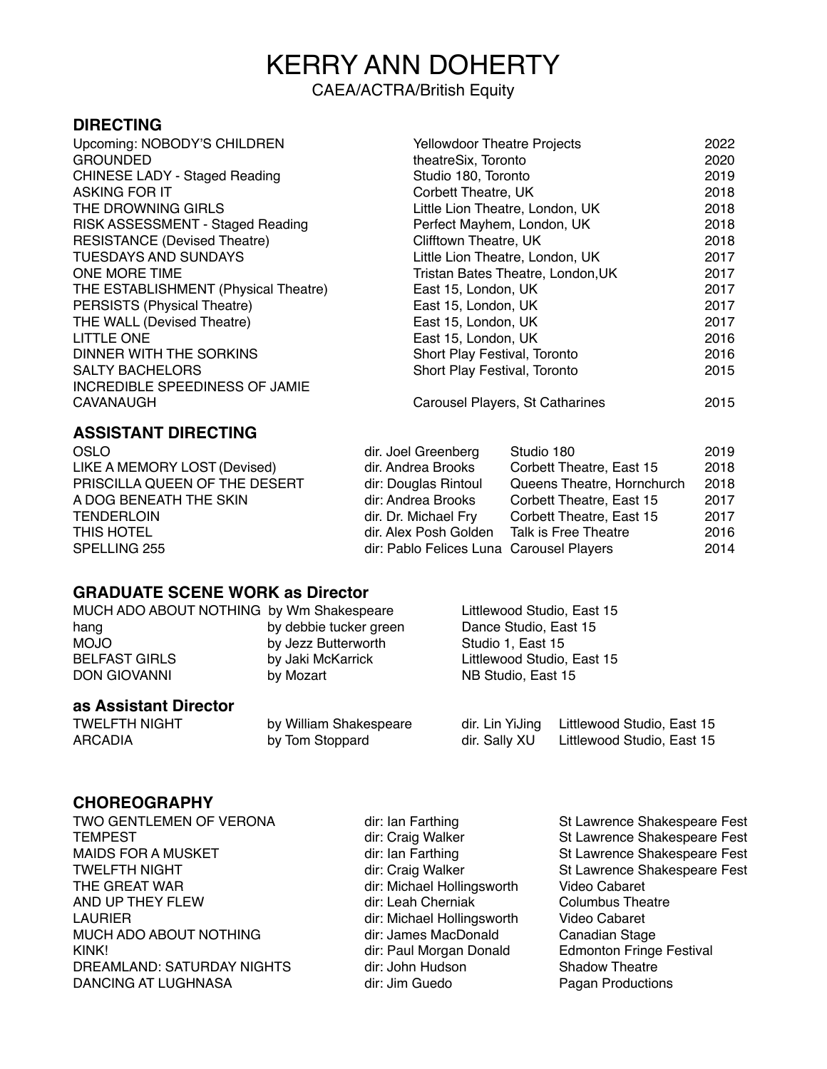# KERRY ANN DOHERTY

CAEA/ACTRA/British Equity

## DIRECTING

| | | |
|---|---|---|
| Upcoming: NOBODY'S CHILDREN | Yellowdoor Theatre Projects | 2022 |
| GROUNDED | theatreSix, Toronto | 2020 |
| CHINESE LADY - Staged Reading | Studio 180, Toronto | 2019 |
| ASKING FOR IT | Corbett Theatre, UK | 2018 |
| THE DROWNING GIRLS | Little Lion Theatre, London, UK | 2018 |
| RISK ASSESSMENT - Staged Reading | Perfect Mayhem, London, UK | 2018 |
| RESISTANCE (Devised Theatre) | Clifftown Theatre, UK | 2018 |
| TUESDAYS AND SUNDAYS | Little Lion Theatre, London, UK | 2017 |
| ONE MORE TIME | Tristan Bates Theatre, London,UK | 2017 |
| THE ESTABLISHMENT (Physical Theatre) | East 15, London, UK | 2017 |
| PERSISTS (Physical Theatre) | East 15, London, UK | 2017 |
| THE WALL (Devised Theatre) | East 15, London, UK | 2017 |
| LITTLE ONE | East 15, London, UK | 2016 |
| DINNER WITH THE SORKINS | Short Play Festival, Toronto | 2016 |
| SALTY BACHELORS | Short Play Festival, Toronto | 2015 |
| INCREDIBLE SPEEDINESS OF JAMIE CAVANAUGH | Carousel Players, St Catharines | 2015 |

## ASSISTANT DIRECTING

| | | | |
|---|---|---|---|
| OSLO | dir. Joel Greenberg | Studio 180 | 2019 |
| LIKE A MEMORY LOST (Devised) | dir. Andrea Brooks | Corbett Theatre, East 15 | 2018 |
| PRISCILLA QUEEN OF THE DESERT | dir: Douglas Rintoul | Queens Theatre, Hornchurch | 2018 |
| A DOG BENEATH THE SKIN | dir: Andrea Brooks | Corbett Theatre, East 15 | 2017 |
| TENDERLOIN | dir. Dr. Michael Fry | Corbett Theatre, East 15 | 2017 |
| THIS HOTEL | dir. Alex Posh Golden | Talk is Free Theatre | 2016 |
| SPELLING 255 | dir: Pablo Felices Luna | Carousel Players | 2014 |

## GRADUATE SCENE WORK as Director

| | | |
|---|---|---|
| MUCH ADO ABOUT NOTHING | by Wm Shakespeare | Littlewood Studio, East 15 |
| hang | by debbie tucker green | Dance Studio, East 15 |
| MOJO | by Jezz Butterworth | Studio 1, East 15 |
| BELFAST GIRLS | by Jaki McKarrick | Littlewood Studio, East 15 |
| DON GIOVANNI | by Mozart | NB Studio, East 15 |

### as Assistant Director

| | | | |
|---|---|---|---|
| TWELFTH NIGHT | by William Shakespeare | dir. Lin YiJing | Littlewood Studio, East 15 |
| ARCADIA | by Tom Stoppard | dir. Sally XU | Littlewood Studio, East 15 |

## CHOREOGRAPHY

| | | |
|---|---|---|
| TWO GENTLEMEN OF VERONA | dir: Ian Farthing | St Lawrence Shakespeare Fest |
| TEMPEST | dir: Craig Walker | St Lawrence Shakespeare Fest |
| MAIDS FOR A MUSKET | dir: Ian Farthing | St Lawrence Shakespeare Fest |
| TWELFTH NIGHT | dir: Craig Walker | St Lawrence Shakespeare Fest |
| THE GREAT WAR | dir: Michael Hollingsworth | Video Cabaret |
| AND UP THEY FLEW | dir: Leah Cherniak | Columbus Theatre |
| LAURIER | dir: Michael Hollingsworth | Video Cabaret |
| MUCH ADO ABOUT NOTHING | dir: James MacDonald | Canadian Stage |
| KINK! | dir: Paul Morgan Donald | Edmonton Fringe Festival |
| DREAMLAND: SATURDAY NIGHTS | dir: John Hudson | Shadow Theatre |
| DANCING AT LUGHNASA | dir: Jim Guedo | Pagan Productions |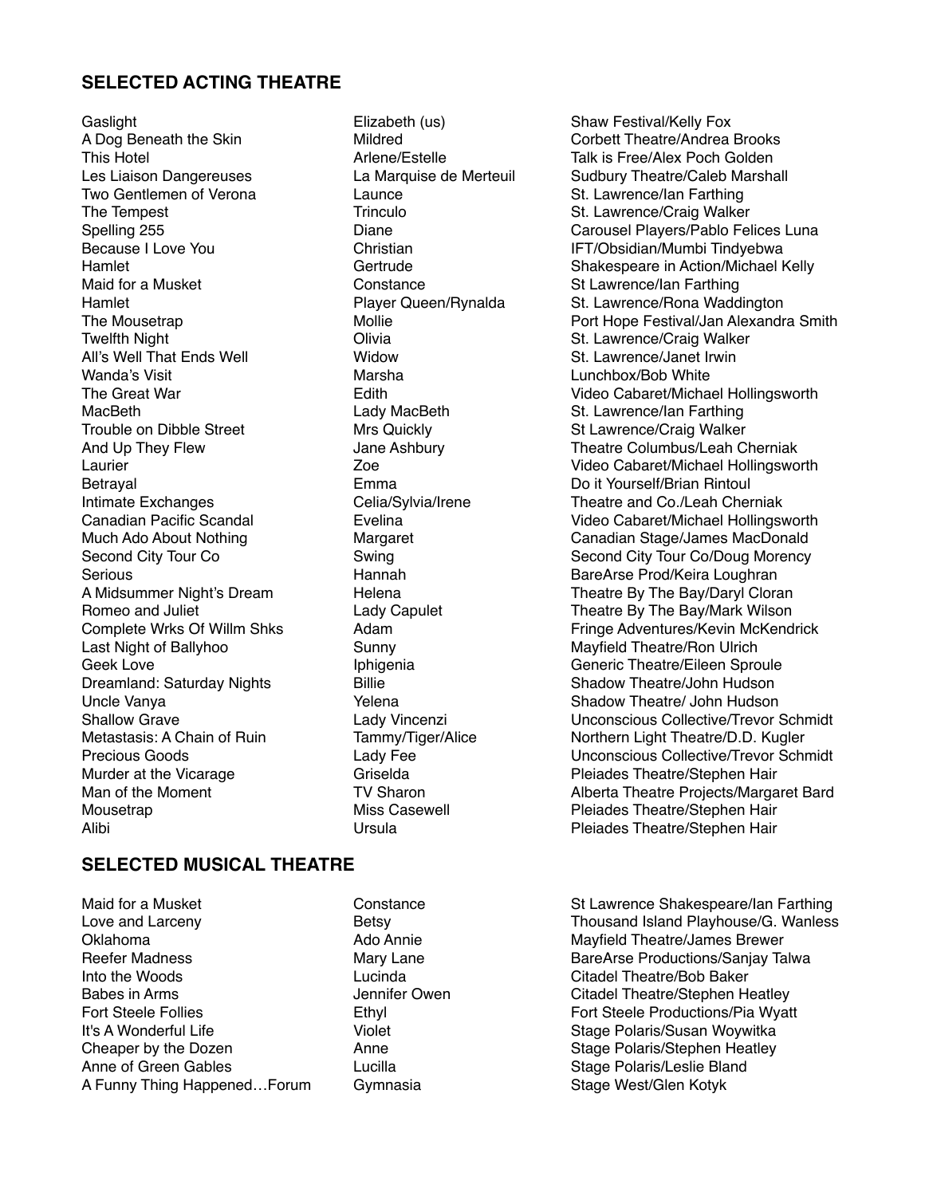## SELECTED ACTING THEATRE

| | | |
|---|---|---|
| Gaslight | Elizabeth (us) | Shaw Festival/Kelly Fox |
| A Dog Beneath the Skin | Mildred | Corbett Theatre/Andrea Brooks |
| This Hotel | Arlene/Estelle | Talk is Free/Alex Poch Golden |
| Les Liaison Dangereuses | La Marquise de Merteuil | Sudbury Theatre/Caleb Marshall |
| Two Gentlemen of Verona | Launce | St. Lawrence/Ian Farthing |
| The Tempest | Trinculo | St. Lawrence/Craig Walker |
| Spelling 255 | Diane | Carousel Players/Pablo Felices Luna |
| Because I Love You | Christian | IFT/Obsidian/Mumbi Tindyebwa |
| Hamlet | Gertrude | Shakespeare in Action/Michael Kelly |
| Maid for a Musket | Constance | St Lawrence/Ian Farthing |
| Hamlet | Player Queen/Rynalda | St. Lawrence/Rona Waddington |
| The Mousetrap | Mollie | Port Hope Festival/Jan Alexandra Smith |
| Twelfth Night | Olivia | St. Lawrence/Craig Walker |
| All's Well That Ends Well | Widow | St. Lawrence/Janet Irwin |
| Wanda's Visit | Marsha | Lunchbox/Bob White |
| The Great War | Edith | Video Cabaret/Michael Hollingsworth |
| MacBeth | Lady MacBeth | St. Lawrence/Ian Farthing |
| Trouble on Dibble Street | Mrs Quickly | St Lawrence/Craig Walker |
| And Up They Flew | Jane Ashbury | Theatre Columbus/Leah Cherniak |
| Laurier | Zoe | Video Cabaret/Michael Hollingsworth |
| Betrayal | Emma | Do it Yourself/Brian Rintoul |
| Intimate Exchanges | Celia/Sylvia/Irene | Theatre and Co./Leah Cherniak |
| Canadian Pacific Scandal | Evelina | Video Cabaret/Michael Hollingsworth |
| Much Ado About Nothing | Margaret | Canadian Stage/James MacDonald |
| Second City Tour Co | Swing | Second City Tour Co/Doug Morency |
| Serious | Hannah | BareArse Prod/Keira Loughran |
| A Midsummer Night's Dream | Helena | Theatre By The Bay/Daryl Cloran |
| Romeo and Juliet | Lady Capulet | Theatre By The Bay/Mark Wilson |
| Complete Wrks Of Willm Shks | Adam | Fringe Adventures/Kevin McKendrick |
| Last Night of Ballyhoo | Sunny | Mayfield Theatre/Ron Ulrich |
| Geek Love | Iphigenia | Generic Theatre/Eileen Sproule |
| Dreamland: Saturday Nights | Billie | Shadow Theatre/John Hudson |
| Uncle Vanya | Yelena | Shadow Theatre/ John Hudson |
| Shallow Grave | Lady Vincenzi | Unconscious Collective/Trevor Schmidt |
| Metastasis: A Chain of Ruin | Tammy/Tiger/Alice | Northern Light Theatre/D.D. Kugler |
| Precious Goods | Lady Fee | Unconscious Collective/Trevor Schmidt |
| Murder at the Vicarage | Griselda | Pleiades Theatre/Stephen Hair |
| Man of the Moment | TV Sharon | Alberta Theatre Projects/Margaret Bard |
| Mousetrap | Miss Casewell | Pleiades Theatre/Stephen Hair |
| Alibi | Ursula | Pleiades Theatre/Stephen Hair |

## SELECTED MUSICAL THEATRE

| | | |
|---|---|---|
| Maid for a Musket | Constance | St Lawrence Shakespeare/Ian Farthing |
| Love and Larceny | Betsy | Thousand Island Playhouse/G. Wanless |
| Oklahoma | Ado Annie | Mayfield Theatre/James Brewer |
| Reefer Madness | Mary Lane | BareArse Productions/Sanjay Talwa |
| Into the Woods | Lucinda | Citadel Theatre/Bob Baker |
| Babes in Arms | Jennifer Owen | Citadel Theatre/Stephen Heatley |
| Fort Steele Follies | Ethyl | Fort Steele Productions/Pia Wyatt |
| It's A Wonderful Life | Violet | Stage Polaris/Susan Woywitka |
| Cheaper by the Dozen | Anne | Stage Polaris/Stephen Heatley |
| Anne of Green Gables | Lucilla | Stage Polaris/Leslie Bland |
| A Funny Thing Happened…Forum | Gymnasia | Stage West/Glen Kotyk |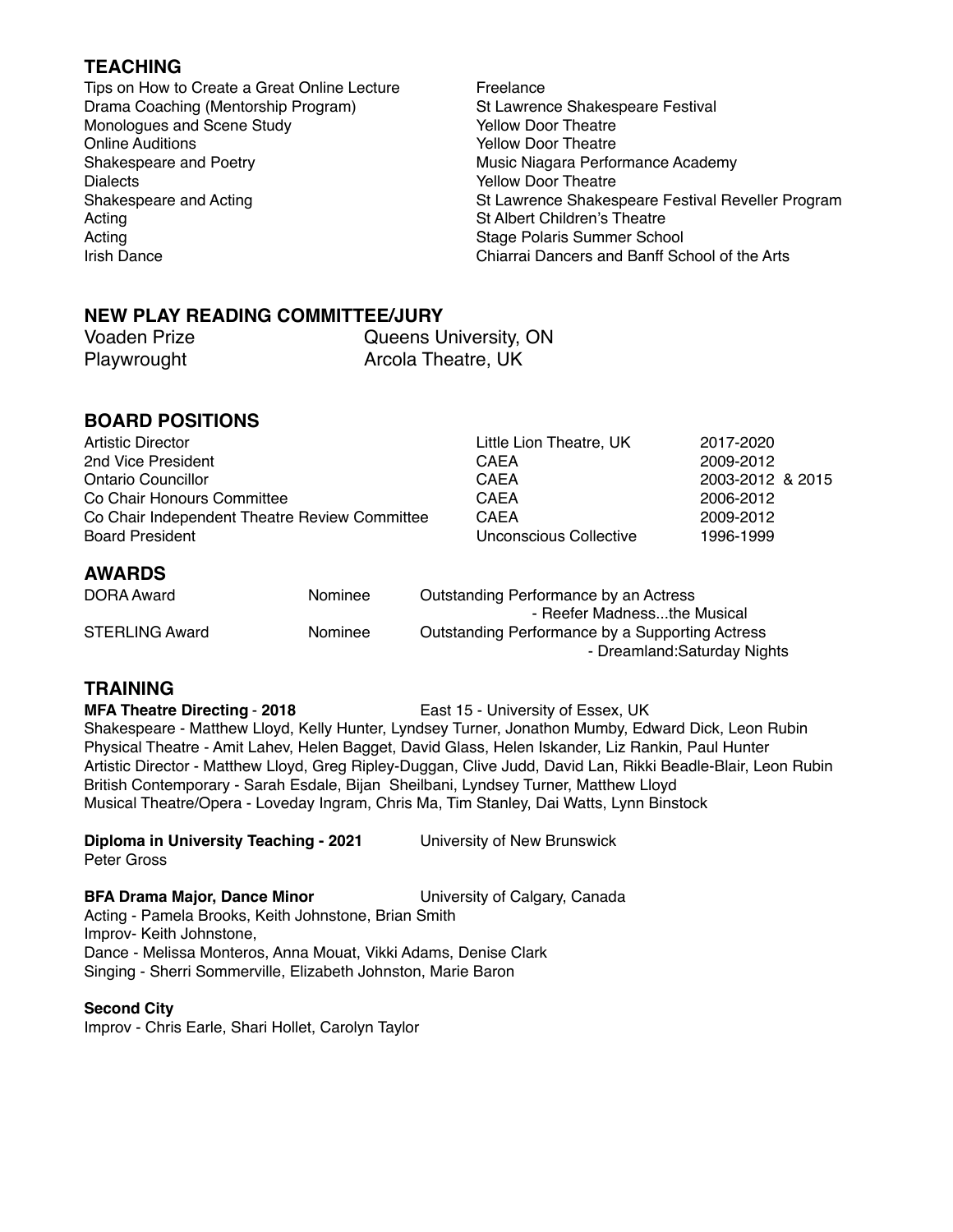## TEACHING

| | |
|---|---|
| Tips on How to Create a Great Online Lecture | Freelance |
| Drama Coaching (Mentorship Program) | St Lawrence Shakespeare Festival |
| Monologues and Scene Study | Yellow Door Theatre |
| Online Auditions | Yellow Door Theatre |
| Shakespeare and Poetry | Music Niagara Performance Academy |
| Dialects | Yellow Door Theatre |
| Shakespeare and Acting | St Lawrence Shakespeare Festival Reveller Program |
| Acting | St Albert Children's Theatre |
| Acting | Stage Polaris Summer School |
| Irish Dance | Chiarrai Dancers and Banff School of the Arts |

## NEW PLAY READING COMMITTEE/JURY

| | |
|---|---|
| Voaden Prize | Queens University, ON |
| Playwrought | Arcola Theatre, UK |

## BOARD POSITIONS

| | | |
|---|---|---|
| Artistic Director | Little Lion Theatre, UK | 2017-2020 |
| 2nd Vice President | CAEA | 2009-2012 |
| Ontario Councillor | CAEA | 2003-2012 & 2015 |
| Co Chair Honours Committee | CAEA | 2006-2012 |
| Co Chair Independent Theatre Review Committee | CAEA | 2009-2012 |
| Board President | Unconscious Collective | 1996-1999 |

## AWARDS

| | | |
|---|---|---|
| DORA Award | Nominee | Outstanding Performance by an Actress - Reefer Madness...the Musical |
| STERLING Award | Nominee | Outstanding Performance by a Supporting Actress - Dreamland:Saturday Nights |

## TRAINING

**MFA Theatre Directing - 2018** East 15 - University of Essex, UK

Shakespeare - Matthew Lloyd, Kelly Hunter, Lyndsey Turner, Jonathon Mumby, Edward Dick, Leon Rubin
Physical Theatre - Amit Lahev, Helen Bagget, David Glass, Helen Iskander, Liz Rankin, Paul Hunter
Artistic Director - Matthew Lloyd, Greg Ripley-Duggan, Clive Judd, David Lan, Rikki Beadle-Blair, Leon Rubin
British Contemporary - Sarah Esdale, Bijan Sheilbani, Lyndsey Turner, Matthew Lloyd
Musical Theatre/Opera - Loveday Ingram, Chris Ma, Tim Stanley, Dai Watts, Lynn Binstock

**Diploma in University Teaching - 2021** University of New Brunswick

Peter Gross

**BFA Drama Major, Dance Minor** University of Calgary, Canada

Acting - Pamela Brooks, Keith Johnstone, Brian Smith
Improv- Keith Johnstone,
Dance - Melissa Monteros, Anna Mouat, Vikki Adams, Denise Clark
Singing - Sherri Sommerville, Elizabeth Johnston, Marie Baron

**Second City**

Improv - Chris Earle, Shari Hollet, Carolyn Taylor